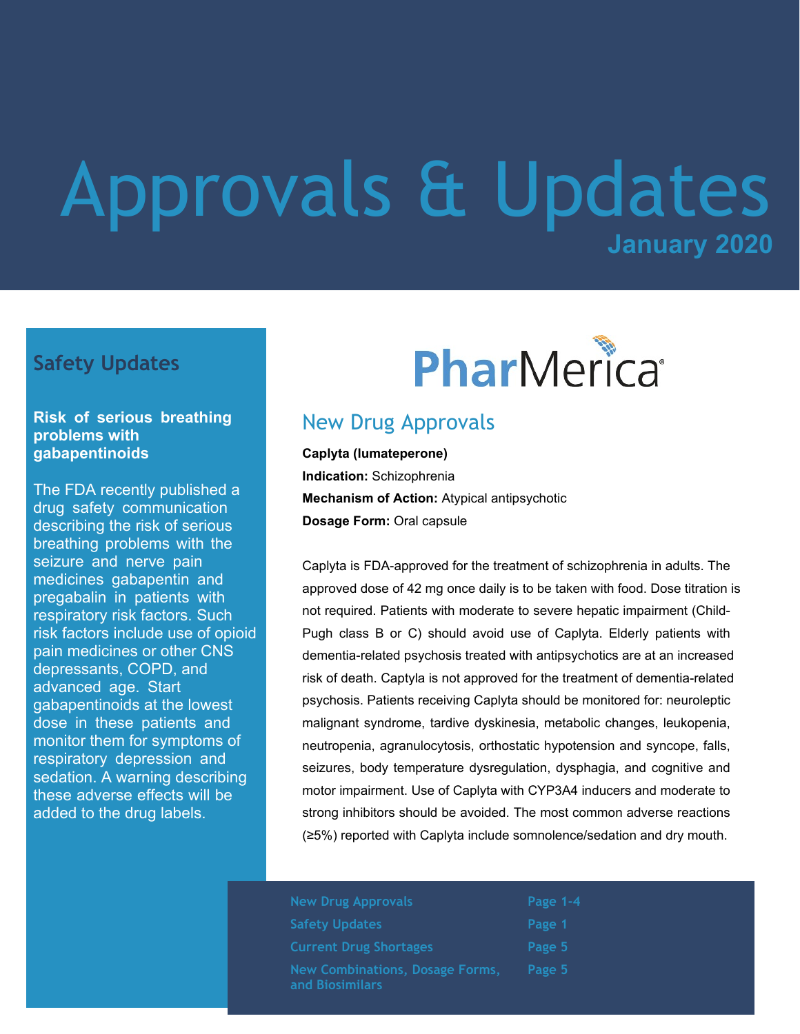# Approvals & Updates

**January 2020**

PharMerica

## New Drug Approvals

**Caplyta (lumateperone)**
**Indication:** Schizophrenia
**Mechanism of Action:** Atypical antipsychotic
**Dosage Form:** Oral capsule

Caplyta is FDA-approved for the treatment of schizophrenia in adults. The approved dose of 42 mg once daily is to be taken with food. Dose titration is not required. Patients with moderate to severe hepatic impairment (Child-Pugh class B or C) should avoid use of Caplyta. Elderly patients with dementia-related psychosis treated with antipsychotics are at an increased risk of death. Captyla is not approved for the treatment of dementia-related psychosis. Patients receiving Caplyta should be monitored for: neuroleptic malignant syndrome, tardive dyskinesia, metabolic changes, leukopenia, neutropenia, agranulocytosis, orthostatic hypotension and syncope, falls, seizures, body temperature dysregulation, dysphagia, and cognitive and motor impairment. Use of Caplyta with CYP3A4 inducers and moderate to strong inhibitors should be avoided. The most common adverse reactions (≥5%) reported with Caplyta include somnolence/sedation and dry mouth.

## Safety Updates

**Risk of serious breathing problems with gabapentinoids**

The FDA recently published a drug safety communication describing the risk of serious breathing problems with the seizure and nerve pain medicines gabapentin and pregabalin in patients with respiratory risk factors. Such risk factors include use of opioid pain medicines or other CNS depressants, COPD, and advanced age. Start gabapentinoids at the lowest dose in these patients and monitor them for symptoms of respiratory depression and sedation. A warning describing these adverse effects will be added to the drug labels.

| | |
|---|---|
| New Drug Approvals | Page 1-4 |
| Safety Updates | Page 1 |
| Current Drug Shortages | Page 5 |
| New Combinations, Dosage Forms, and Biosimilars | Page 5 |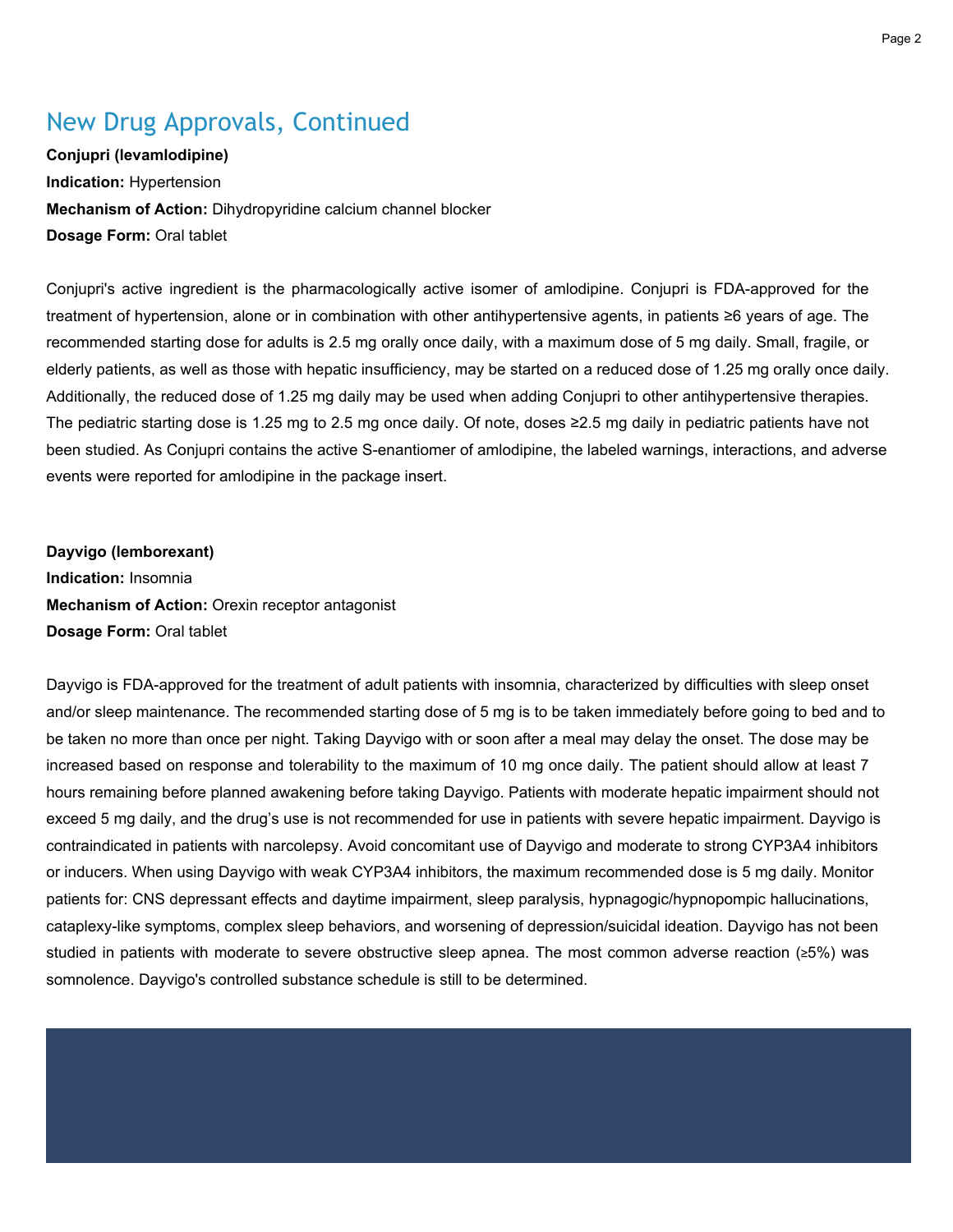## New Drug Approvals, Continued

**Conjupri (levamlodipine)**

**Indication:** Hypertension

**Mechanism of Action:** Dihydropyridine calcium channel blocker

**Dosage Form:** Oral tablet

Conjupri's active ingredient is the pharmacologically active isomer of amlodipine. Conjupri is FDA-approved for the treatment of hypertension, alone or in combination with other antihypertensive agents, in patients ≥6 years of age. The recommended starting dose for adults is 2.5 mg orally once daily, with a maximum dose of 5 mg daily. Small, fragile, or elderly patients, as well as those with hepatic insufficiency, may be started on a reduced dose of 1.25 mg orally once daily. Additionally, the reduced dose of 1.25 mg daily may be used when adding Conjupri to other antihypertensive therapies. The pediatric starting dose is 1.25 mg to 2.5 mg once daily. Of note, doses ≥2.5 mg daily in pediatric patients have not been studied. As Conjupri contains the active S-enantiomer of amlodipine, the labeled warnings, interactions, and adverse events were reported for amlodipine in the package insert.

**Dayvigo (lemborexant)**

**Indication:** Insomnia

**Mechanism of Action:** Orexin receptor antagonist

**Dosage Form:** Oral tablet

Dayvigo is FDA-approved for the treatment of adult patients with insomnia, characterized by difficulties with sleep onset and/or sleep maintenance. The recommended starting dose of 5 mg is to be taken immediately before going to bed and to be taken no more than once per night. Taking Dayvigo with or soon after a meal may delay the onset. The dose may be increased based on response and tolerability to the maximum of 10 mg once daily. The patient should allow at least 7 hours remaining before planned awakening before taking Dayvigo. Patients with moderate hepatic impairment should not exceed 5 mg daily, and the drug's use is not recommended for use in patients with severe hepatic impairment. Dayvigo is contraindicated in patients with narcolepsy. Avoid concomitant use of Dayvigo and moderate to strong CYP3A4 inhibitors or inducers. When using Dayvigo with weak CYP3A4 inhibitors, the maximum recommended dose is 5 mg daily. Monitor patients for: CNS depressant effects and daytime impairment, sleep paralysis, hypnagogic/hypnopompic hallucinations, cataplexy-like symptoms, complex sleep behaviors, and worsening of depression/suicidal ideation. Dayvigo has not been studied in patients with moderate to severe obstructive sleep apnea. The most common adverse reaction (≥5%) was somnolence. Dayvigo's controlled substance schedule is still to be determined.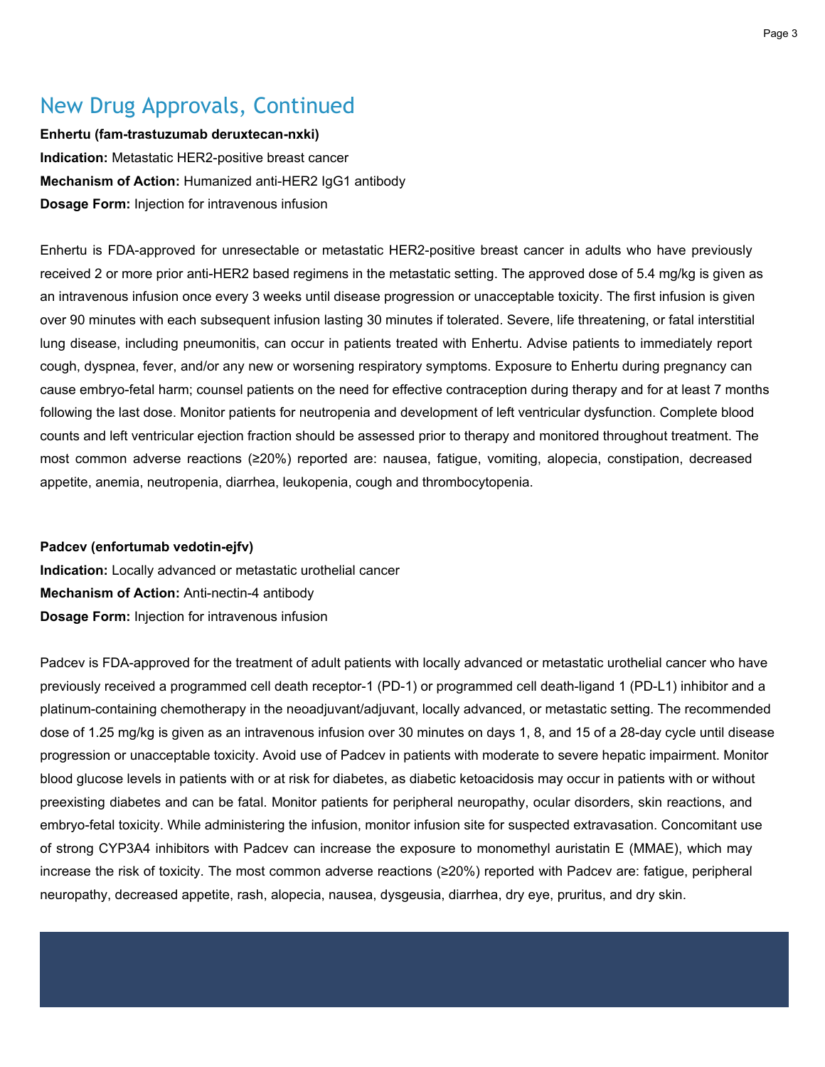## New Drug Approvals, Continued

**Enhertu (fam-trastuzumab deruxtecan-nxki)**

**Indication:** Metastatic HER2-positive breast cancer

**Mechanism of Action:** Humanized anti-HER2 IgG1 antibody

**Dosage Form:** Injection for intravenous infusion

Enhertu is FDA-approved for unresectable or metastatic HER2-positive breast cancer in adults who have previously received 2 or more prior anti-HER2 based regimens in the metastatic setting. The approved dose of 5.4 mg/kg is given as an intravenous infusion once every 3 weeks until disease progression or unacceptable toxicity. The first infusion is given over 90 minutes with each subsequent infusion lasting 30 minutes if tolerated. Severe, life threatening, or fatal interstitial lung disease, including pneumonitis, can occur in patients treated with Enhertu. Advise patients to immediately report cough, dyspnea, fever, and/or any new or worsening respiratory symptoms. Exposure to Enhertu during pregnancy can cause embryo-fetal harm; counsel patients on the need for effective contraception during therapy and for at least 7 months following the last dose. Monitor patients for neutropenia and development of left ventricular dysfunction. Complete blood counts and left ventricular ejection fraction should be assessed prior to therapy and monitored throughout treatment. The most common adverse reactions (≥20%) reported are: nausea, fatigue, vomiting, alopecia, constipation, decreased appetite, anemia, neutropenia, diarrhea, leukopenia, cough and thrombocytopenia.

**Padcev (enfortumab vedotin-ejfv)**

**Indication:** Locally advanced or metastatic urothelial cancer

**Mechanism of Action:** Anti-nectin-4 antibody

**Dosage Form:** Injection for intravenous infusion

Padcev is FDA-approved for the treatment of adult patients with locally advanced or metastatic urothelial cancer who have previously received a programmed cell death receptor-1 (PD-1) or programmed cell death-ligand 1 (PD-L1) inhibitor and a platinum-containing chemotherapy in the neoadjuvant/adjuvant, locally advanced, or metastatic setting. The recommended dose of 1.25 mg/kg is given as an intravenous infusion over 30 minutes on days 1, 8, and 15 of a 28-day cycle until disease progression or unacceptable toxicity. Avoid use of Padcev in patients with moderate to severe hepatic impairment. Monitor blood glucose levels in patients with or at risk for diabetes, as diabetic ketoacidosis may occur in patients with or without preexisting diabetes and can be fatal. Monitor patients for peripheral neuropathy, ocular disorders, skin reactions, and embryo-fetal toxicity. While administering the infusion, monitor infusion site for suspected extravasation. Concomitant use of strong CYP3A4 inhibitors with Padcev can increase the exposure to monomethyl auristatin E (MMAE), which may increase the risk of toxicity. The most common adverse reactions (≥20%) reported with Padcev are: fatigue, peripheral neuropathy, decreased appetite, rash, alopecia, nausea, dysgeusia, diarrhea, dry eye, pruritus, and dry skin.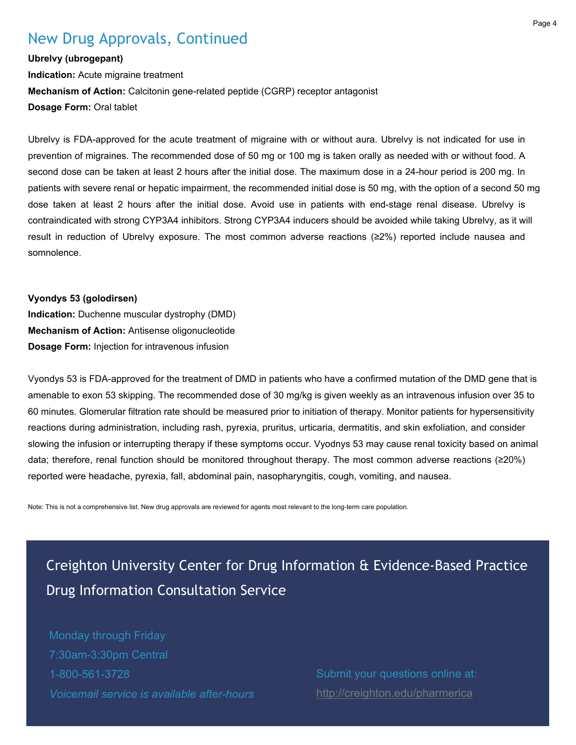## New Drug Approvals, Continued

**Ubrelvy (ubrogepant)**
**Indication:** Acute migraine treatment
**Mechanism of Action:** Calcitonin gene-related peptide (CGRP) receptor antagonist
**Dosage Form:** Oral tablet

Ubrelvy is FDA-approved for the acute treatment of migraine with or without aura. Ubrelvy is not indicated for use in prevention of migraines. The recommended dose of 50 mg or 100 mg is taken orally as needed with or without food. A second dose can be taken at least 2 hours after the initial dose. The maximum dose in a 24-hour period is 200 mg. In patients with severe renal or hepatic impairment, the recommended initial dose is 50 mg, with the option of a second 50 mg dose taken at least 2 hours after the initial dose. Avoid use in patients with end-stage renal disease. Ubrelvy is contraindicated with strong CYP3A4 inhibitors. Strong CYP3A4 inducers should be avoided while taking Ubrelvy, as it will result in reduction of Ubrelvy exposure. The most common adverse reactions (≥2%) reported include nausea and somnolence.

**Vyondys 53 (golodirsen)**
**Indication:** Duchenne muscular dystrophy (DMD)
**Mechanism of Action:** Antisense oligonucleotide
**Dosage Form:** Injection for intravenous infusion

Vyondys 53 is FDA-approved for the treatment of DMD in patients who have a confirmed mutation of the DMD gene that is amenable to exon 53 skipping. The recommended dose of 30 mg/kg is given weekly as an intravenous infusion over 35 to 60 minutes. Glomerular filtration rate should be measured prior to initiation of therapy. Monitor patients for hypersensitivity reactions during administration, including rash, pyrexia, pruritus, urticaria, dermatitis, and skin exfoliation, and consider slowing the infusion or interrupting therapy if these symptoms occur. Vyodnys 53 may cause renal toxicity based on animal data; therefore, renal function should be monitored throughout therapy. The most common adverse reactions (≥20%) reported were headache, pyrexia, fall, abdominal pain, nasopharyngitis, cough, vomiting, and nausea.

Note: This is not a comprehensive list. New drug approvals are reviewed for agents most relevant to the long-term care population.

## Creighton University Center for Drug Information & Evidence-Based Practice Drug Information Consultation Service

Monday through Friday
7:30am-3:30pm Central
1-800-561-3728
*Voicemail service is available after-hours*

Submit your questions online at:
http://creighton.edu/pharmerica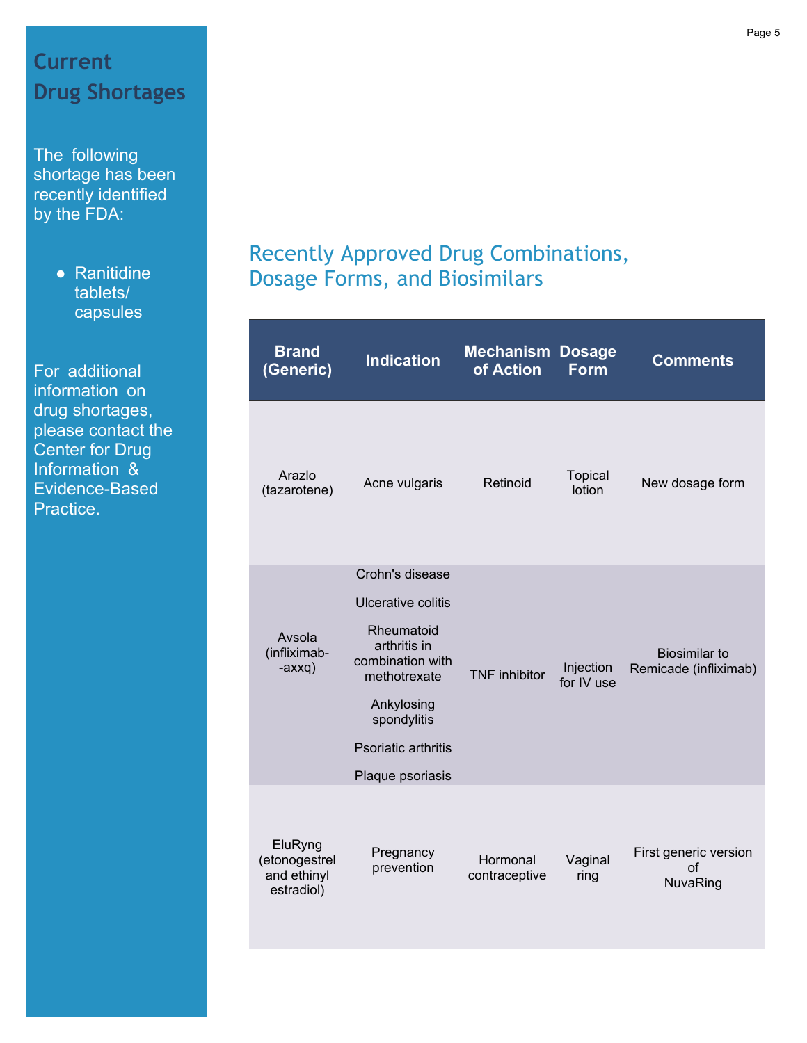## Current Drug Shortages

The following shortage has been recently identified by the FDA:

- Ranitidine tablets/ capsules

For additional information on drug shortages, please contact the Center for Drug Information & Evidence-Based Practice.

## Recently Approved Drug Combinations, Dosage Forms, and Biosimilars

| Brand (Generic) | Indication | Mechanism of Action | Dosage Form | Comments |
|---|---|---|---|---|
| Arazlo (tazarotene) | Acne vulgaris | Retinoid | Topical lotion | New dosage form |
| Avsola (infliximab--axxq) | Crohn's disease<br>Ulcerative colitis<br>Rheumatoid arthritis in combination with methotrexate<br>Ankylosing spondylitis<br>Psoriatic arthritis<br>Plaque psoriasis | TNF inhibitor | Injection for IV use | Biosimilar to Remicade (infliximab) |
| EluRyng (etonogestrel and ethinyl estradiol) | Pregnancy prevention | Hormonal contraceptive | Vaginal ring | First generic version of NuvaRing |